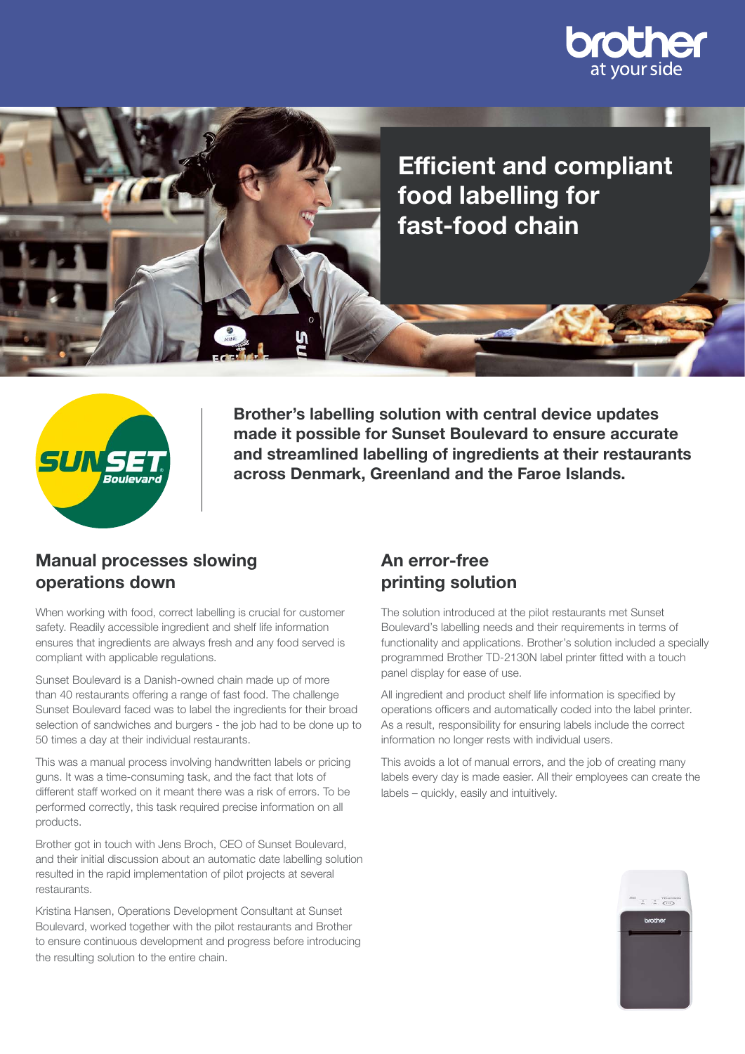# Efficient and compliant food labelling for fast-food chain

**Brother's labelling solution with central device updates made it possible for Sunset Boulevard to ensure accurate and streamlined labelling of ingredients at their restaurants across Denmark, Greenland and the Faroe Islands.**

## Manual processes slowing operations down

When working with food, correct labelling is crucial for customer safety. Readily accessible ingredient and shelf life information ensures that ingredients are always fresh and any food served is compliant with applicable regulations.

Sunset Boulevard is a Danish-owned chain made up of more than 40 restaurants offering a range of fast food. The challenge Sunset Boulevard faced was to label the ingredients for their broad selection of sandwiches and burgers - the job had to be done up to 50 times a day at their individual restaurants.

This was a manual process involving handwritten labels or pricing guns. It was a time-consuming task, and the fact that lots of different staff worked on it meant there was a risk of errors. To be performed correctly, this task required precise information on all products.

Brother got in touch with Jens Broch, CEO of Sunset Boulevard, and their initial discussion about an automatic date labelling solution resulted in the rapid implementation of pilot projects at several restaurants.

Kristina Hansen, Operations Development Consultant at Sunset Boulevard, worked together with the pilot restaurants and Brother to ensure continuous development and progress before introducing the resulting solution to the entire chain.

## An error-free printing solution

The solution introduced at the pilot restaurants met Sunset Boulevard's labelling needs and their requirements in terms of functionality and applications. Brother's solution included a specially programmed Brother TD-2130N label printer fitted with a touch panel display for ease of use.

All ingredient and product shelf life information is specified by operations officers and automatically coded into the label printer. As a result, responsibility for ensuring labels include the correct information no longer rests with individual users.

This avoids a lot of manual errors, and the job of creating many labels every day is made easier. All their employees can create the labels – quickly, easily and intuitively.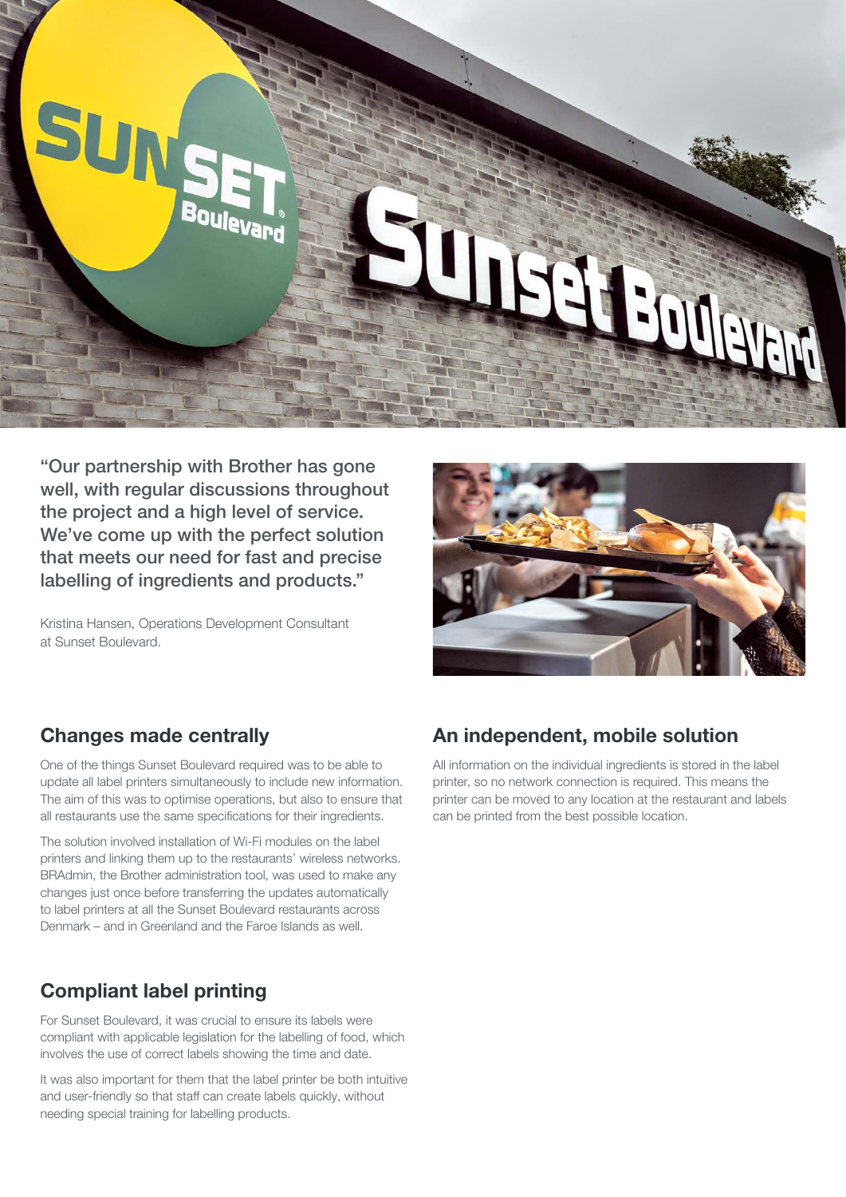"Our partnership with Brother has gone well, with regular discussions throughout the project and a high level of service. We've come up with the perfect solution that meets our need for fast and precise labelling of ingredients and products."

Kristina Hansen, Operations Development Consultant at Sunset Boulevard.

## Changes made centrally

One of the things Sunset Boulevard required was to be able to update all label printers simultaneously to include new information. The aim of this was to optimise operations, but also to ensure that all restaurants use the same specifications for their ingredients.

The solution involved installation of Wi-Fi modules on the label printers and linking them up to the restaurants' wireless networks. BRAdmin, the Brother administration tool, was used to make any changes just once before transferring the updates automatically to label printers at all the Sunset Boulevard restaurants across Denmark – and in Greenland and the Faroe Islands as well.

## Compliant label printing

For Sunset Boulevard, it was crucial to ensure its labels were compliant with applicable legislation for the labelling of food, which involves the use of correct labels showing the time and date.

It was also important for them that the label printer be both intuitive and user-friendly so that staff can create labels quickly, without needing special training for labelling products.

## An independent, mobile solution

All information on the individual ingredients is stored in the label printer, so no network connection is required. This means the printer can be moved to any location at the restaurant and labels can be printed from the best possible location.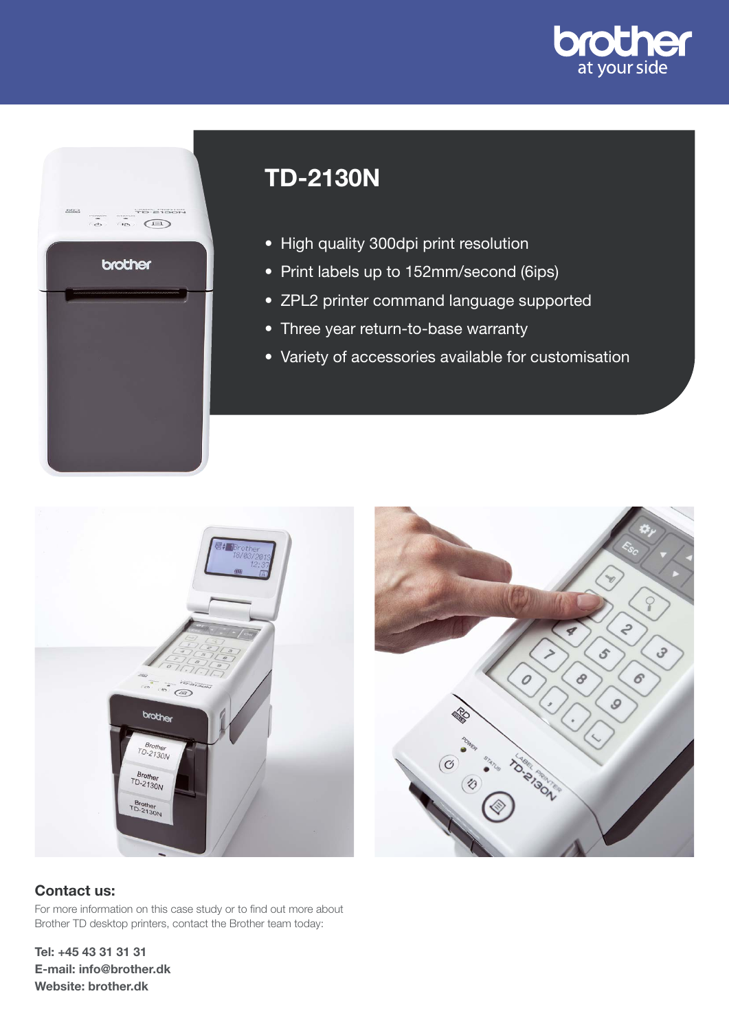## TD-2130N

- High quality 300dpi print resolution
- Print labels up to 152mm/second (6ips)
- ZPL2 printer command language supported
- Three year return-to-base warranty
- Variety of accessories available for customisation

### Contact us:

For more information on this case study or to find out more about Brother TD desktop printers, contact the Brother team today:

**Tel: +45 43 31 31 31**
**E-mail: info@brother.dk**
**Website: brother.dk**